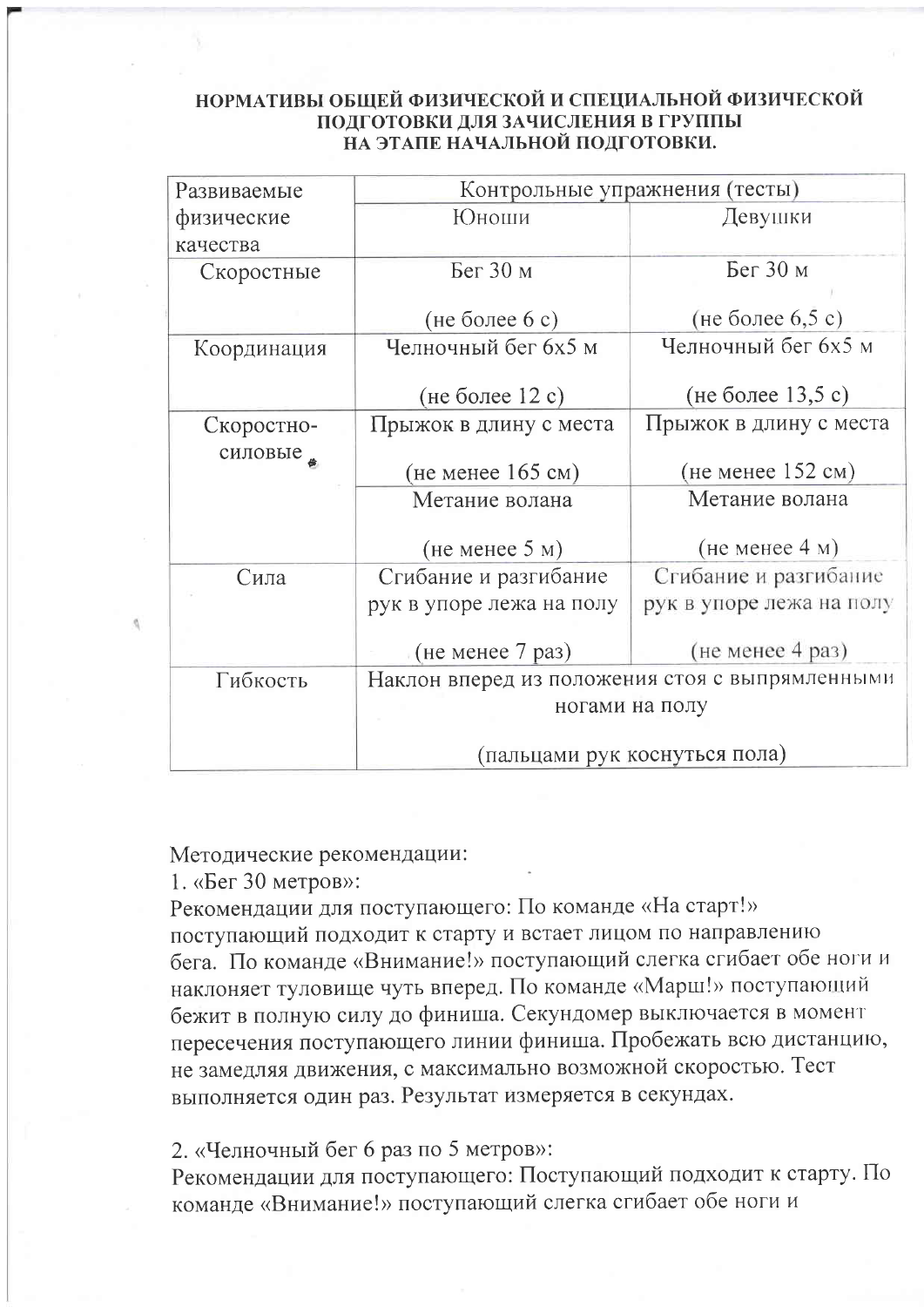## НОРМАТИВЫ ОБЩЕЙ ФИЗИЧЕСКОЙ И СПЕЦИАЛЬНОЙ ФИЗИЧЕСКОЙ ПОДГОТОВКИ ДЛЯ ЗАЧИСЛЕНИЯ В ГРУППЫ НА ЭТАПЕ НАЧАЛЬНОЙ ПОДГОТОВКИ.

| Развиваемые физические качества | Контрольные упражнения (тесты) | |
|---|---|---|
| | Юноши | Девушки |
| Скоростные | Бег 30 м<br><br>(не более 6 с) | Бег 30 м<br><br>(не более 6,5 с) |
| Координация | Челночный бег 6x5 м<br><br>(не более 12 с) | Челночный бег 6x5 м<br><br>(не более 13,5 с) |
| Скоростно-силовые | Прыжок в длину с места<br><br>(не менее 165 см) | Прыжок в длину с места<br><br>(не менее 152 см) |
| | Метание волана<br><br>(не менее 5 м) | Метание волана<br><br>(не менее 4 м) |
| Сила | Сгибание и разгибание рук в упоре лежа на полу<br><br>(не менее 7 раз) | Сгибание и разгибание рук в упоре лежа на полу<br><br>(не менее 4 раз) |
| Гибкость | Наклон вперед из положения стоя с выпрямленными ногами на полу<br><br>(пальцами рук коснуться пола) | |

Методические рекомендации:

1. «Бег 30 метров»:

Рекомендации для поступающего: По команде «На старт!» поступающий подходит к старту и встает лицом по направлению бега. По команде «Внимание!» поступающий слегка сгибает обе ноги и наклоняет туловище чуть вперед. По команде «Марш!» поступающий бежит в полную силу до финиша. Секундомер выключается в момент пересечения поступающего линии финиша. Пробежать всю дистанцию, не замедляя движения, с максимально возможной скоростью. Тест выполняется один раз. Результат измеряется в секундах.

2. «Челночный бег 6 раз по 5 метров»:

Рекомендации для поступающего: Поступающий подходит к старту. По команде «Внимание!» поступающий слегка сгибает обе ноги и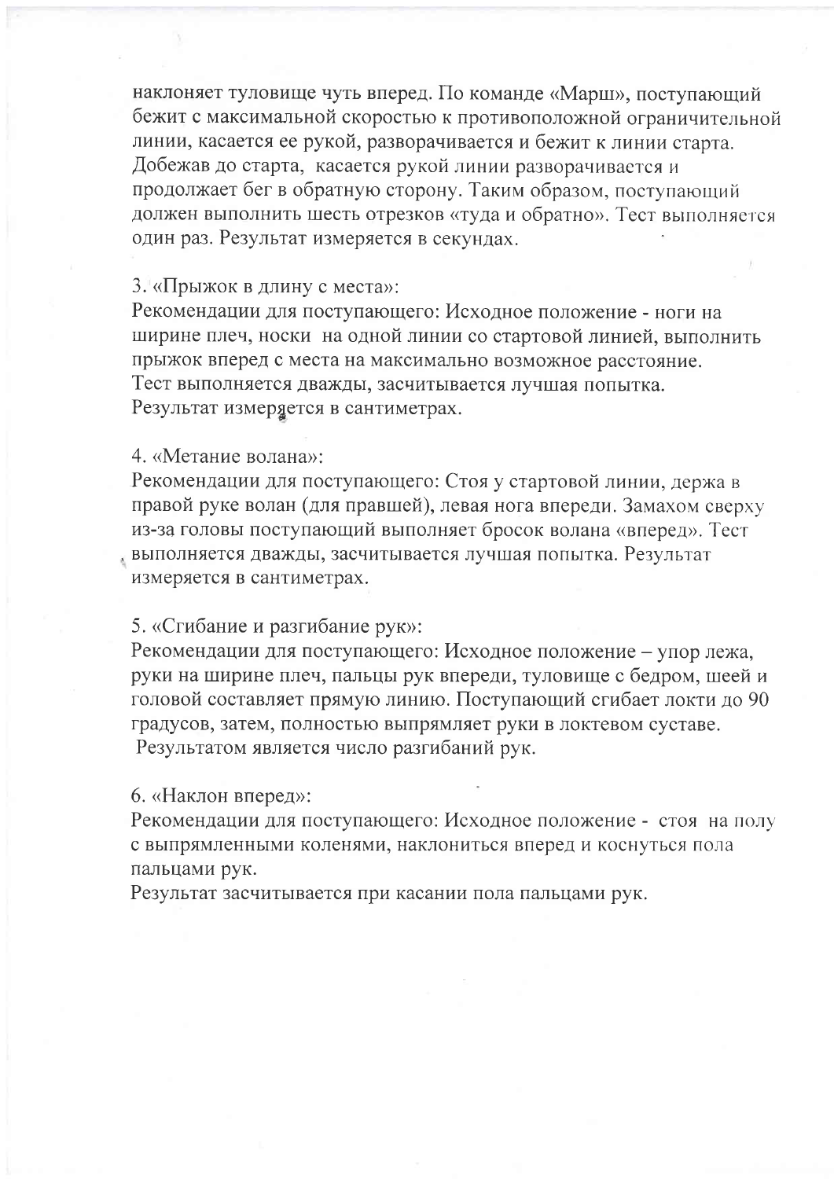наклоняет туловище чуть вперед. По команде «Марш», поступающий бежит с максимальной скоростью к противоположной ограничительной линии, касается ее рукой, разворачивается и бежит к линии старта. Добежав до старта, касается рукой линии разворачивается и продолжает бег в обратную сторону. Таким образом, поступающий должен выполнить шесть отрезков «туда и обратно». Тест выполняется один раз. Результат измеряется в секундах.

3. «Прыжок в длину с места»:
Рекомендации для поступающего: Исходное положение - ноги на ширине плеч, носки на одной линии со стартовой линией, выполнить прыжок вперед с места на максимально возможное расстояние.
Тест выполняется дважды, засчитывается лучшая попытка.
Результат измеряется в сантиметрах.

4. «Метание волана»:
Рекомендации для поступающего: Стоя у стартовой линии, держа в правой руке волан (для правшей), левая нога впереди. Замахом сверху из-за головы поступающий выполняет бросок волана «вперед». Тест выполняется дважды, засчитывается лучшая попытка. Результат измеряется в сантиметрах.

5. «Сгибание и разгибание рук»:
Рекомендации для поступающего: Исходное положение – упор лежа, руки на ширине плеч, пальцы рук впереди, туловище с бедром, шеей и головой составляет прямую линию. Поступающий сгибает локти до 90 градусов, затем, полностью выпрямляет руки в локтевом суставе.
Результатом является число разгибаний рук.

6. «Наклон вперед»:
Рекомендации для поступающего: Исходное положение - стоя на полу с выпрямленными коленями, наклониться вперед и коснуться пола пальцами рук.
Результат засчитывается при касании пола пальцами рук.